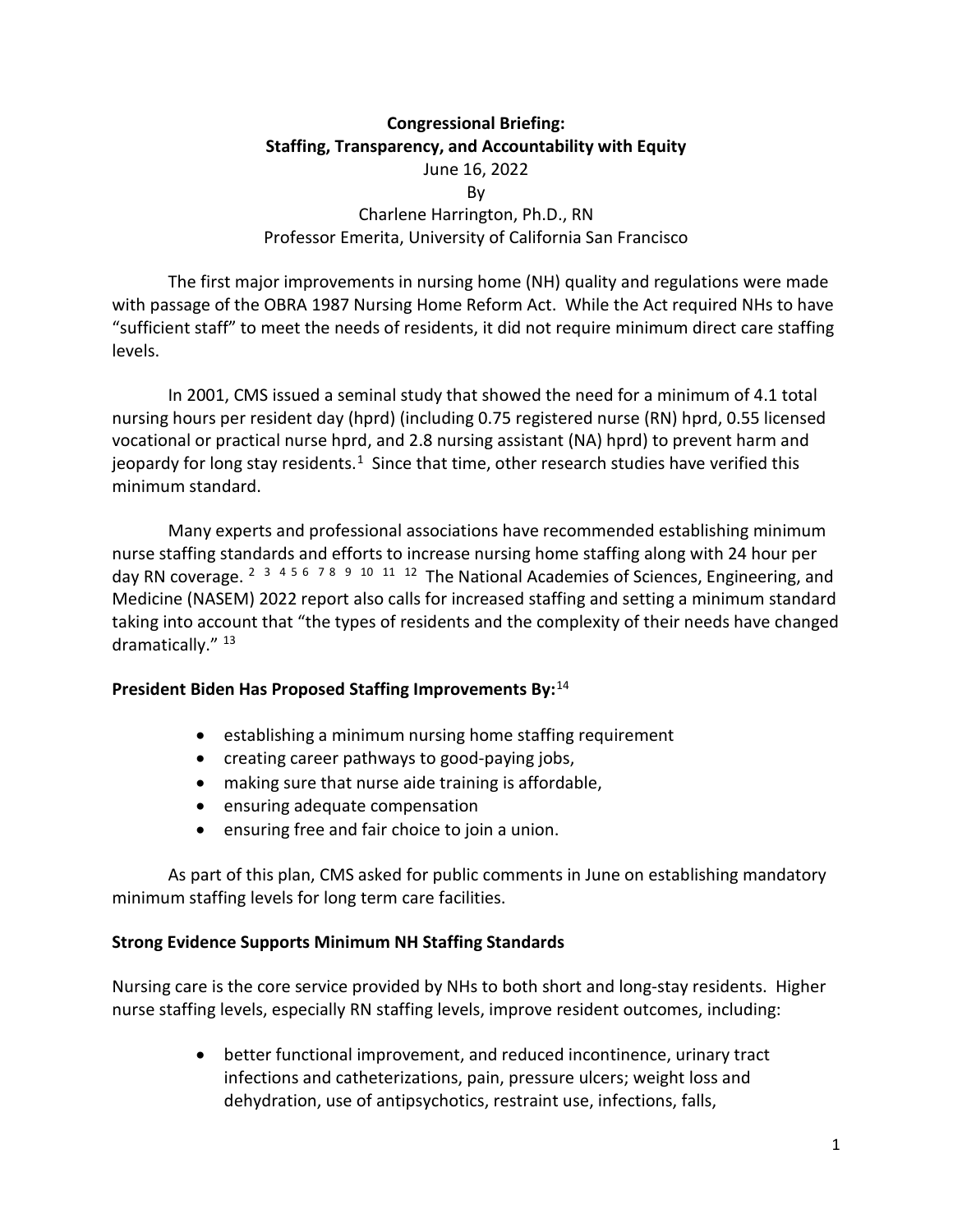**Congressional Briefing:**
**Staffing, Transparency, and Accountability with Equity**

June 16, 2022

By

Charlene Harrington, Ph.D., RN

Professor Emerita, University of California San Francisco

The first major improvements in nursing home (NH) quality and regulations were made with passage of the OBRA 1987 Nursing Home Reform Act. While the Act required NHs to have "sufficient staff" to meet the needs of residents, it did not require minimum direct care staffing levels.

In 2001, CMS issued a seminal study that showed the need for a minimum of 4.1 total nursing hours per resident day (hprd) (including 0.75 registered nurse (RN) hprd, 0.55 licensed vocational or practical nurse hprd, and 2.8 nursing assistant (NA) hprd) to prevent harm and jeopardy for long stay residents.[1] Since that time, other research studies have verified this minimum standard.

Many experts and professional associations have recommended establishing minimum nurse staffing standards and efforts to increase nursing home staffing along with 24 hour per day RN coverage.[2, 3, 4, 5, 6, 7, 8, 9, 10, 11, 12] The National Academies of Sciences, Engineering, and Medicine (NASEM) 2022 report also calls for increased staffing and setting a minimum standard taking into account that "the types of residents and the complexity of their needs have changed dramatically."[13]

**President Biden Has Proposed Staffing Improvements By:**[14]

- establishing a minimum nursing home staffing requirement
- creating career pathways to good-paying jobs,
- making sure that nurse aide training is affordable,
- ensuring adequate compensation
- ensuring free and fair choice to join a union.

As part of this plan, CMS asked for public comments in June on establishing mandatory minimum staffing levels for long term care facilities.

**Strong Evidence Supports Minimum NH Staffing Standards**

Nursing care is the core service provided by NHs to both short and long-stay residents. Higher nurse staffing levels, especially RN staffing levels, improve resident outcomes, including:

- better functional improvement, and reduced incontinence, urinary tract infections and catheterizations, pain, pressure ulcers; weight loss and dehydration, use of antipsychotics, restraint use, infections, falls,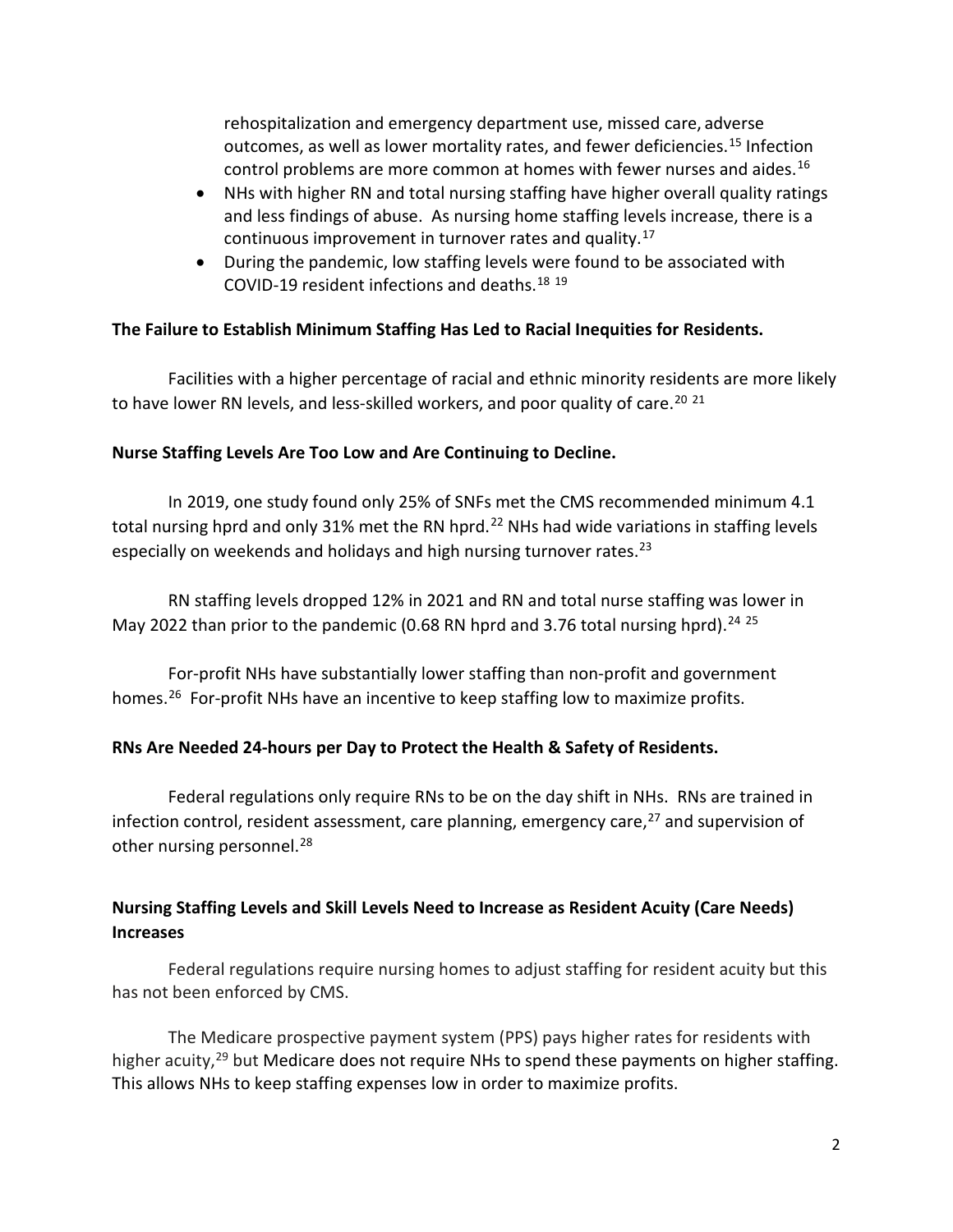rehospitalization and emergency department use, missed care, adverse outcomes, as well as lower mortality rates, and fewer deficiencies.[15] Infection control problems are more common at homes with fewer nurses and aides.[16]

- NHs with higher RN and total nursing staffing have higher overall quality ratings and less findings of abuse. As nursing home staffing levels increase, there is a continuous improvement in turnover rates and quality.[17]
- During the pandemic, low staffing levels were found to be associated with COVID-19 resident infections and deaths.[18] [19]

**The Failure to Establish Minimum Staffing Has Led to Racial Inequities for Residents.**

Facilities with a higher percentage of racial and ethnic minority residents are more likely to have lower RN levels, and less-skilled workers, and poor quality of care.[20] [21]

**Nurse Staffing Levels Are Too Low and Are Continuing to Decline.**

In 2019, one study found only 25% of SNFs met the CMS recommended minimum 4.1 total nursing hprd and only 31% met the RN hprd.[22] NHs had wide variations in staffing levels especially on weekends and holidays and high nursing turnover rates.[23]

RN staffing levels dropped 12% in 2021 and RN and total nurse staffing was lower in May 2022 than prior to the pandemic (0.68 RN hprd and 3.76 total nursing hprd).[24] [25]

For-profit NHs have substantially lower staffing than non-profit and government homes.[26] For-profit NHs have an incentive to keep staffing low to maximize profits.

**RNs Are Needed 24-hours per Day to Protect the Health & Safety of Residents.**

Federal regulations only require RNs to be on the day shift in NHs. RNs are trained in infection control, resident assessment, care planning, emergency care,[27] and supervision of other nursing personnel.[28]

**Nursing Staffing Levels and Skill Levels Need to Increase as Resident Acuity (Care Needs) Increases**

Federal regulations require nursing homes to adjust staffing for resident acuity but this has not been enforced by CMS.

The Medicare prospective payment system (PPS) pays higher rates for residents with higher acuity,[29] but Medicare does not require NHs to spend these payments on higher staffing. This allows NHs to keep staffing expenses low in order to maximize profits.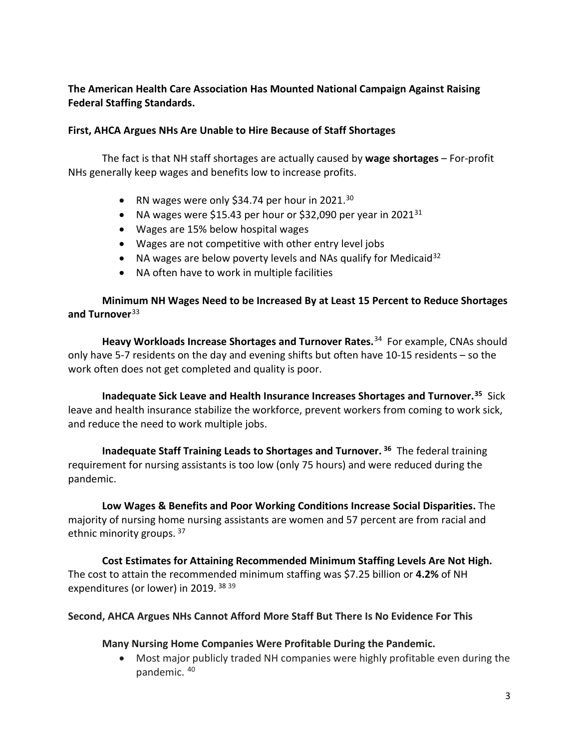**The American Health Care Association Has Mounted National Campaign Against Raising Federal Staffing Standards.**

**First, AHCA Argues NHs Are Unable to Hire Because of Staff Shortages**

The fact is that NH staff shortages are actually caused by **wage shortages** – For-profit NHs generally keep wages and benefits low to increase profits.

- RN wages were only $34.74 per hour in 2021.[30]
- NA wages were $15.43 per hour or $32,090 per year in 2021[31]
- Wages are 15% below hospital wages
- Wages are not competitive with other entry level jobs
- NA wages are below poverty levels and NAs qualify for Medicaid[32]
- NA often have to work in multiple facilities

**Minimum NH Wages Need to be Increased By at Least 15 Percent to Reduce Shortages and Turnover**[33]

**Heavy Workloads Increase Shortages and Turnover Rates.**[34] For example, CNAs should only have 5-7 residents on the day and evening shifts but often have 10-15 residents – so the work often does not get completed and quality is poor.

**Inadequate Sick Leave and Health Insurance Increases Shortages and Turnover.**[35] Sick leave and health insurance stabilize the workforce, prevent workers from coming to work sick, and reduce the need to work multiple jobs.

**Inadequate Staff Training Leads to Shortages and Turnover.**[36] The federal training requirement for nursing assistants is too low (only 75 hours) and were reduced during the pandemic.

**Low Wages & Benefits and Poor Working Conditions Increase Social Disparities.** The majority of nursing home nursing assistants are women and 57 percent are from racial and ethnic minority groups.[37]

**Cost Estimates for Attaining Recommended Minimum Staffing Levels Are Not High.** The cost to attain the recommended minimum staffing was $7.25 billion or **4.2%** of NH expenditures (or lower) in 2019.[38][39]

**Second, AHCA Argues NHs Cannot Afford More Staff But There Is No Evidence For This**

**Many Nursing Home Companies Were Profitable During the Pandemic.**

- Most major publicly traded NH companies were highly profitable even during the pandemic.[40]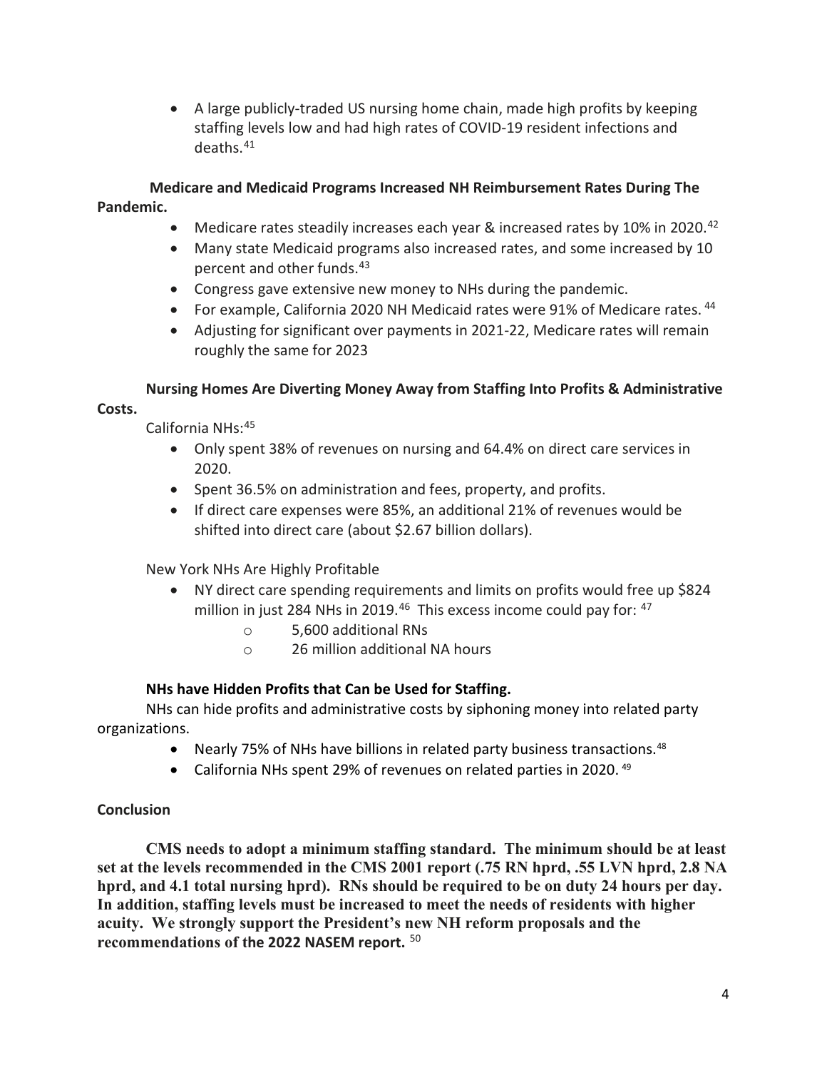- A large publicly-traded US nursing home chain, made high profits by keeping staffing levels low and had high rates of COVID-19 resident infections and deaths.[41]

**Medicare and Medicaid Programs Increased NH Reimbursement Rates During The Pandemic.**

- Medicare rates steadily increases each year & increased rates by 10% in 2020.[42]
- Many state Medicaid programs also increased rates, and some increased by 10 percent and other funds.[43]
- Congress gave extensive new money to NHs during the pandemic.
- For example, California 2020 NH Medicaid rates were 91% of Medicare rates.[44]
- Adjusting for significant over payments in 2021-22, Medicare rates will remain roughly the same for 2023

**Nursing Homes Are Diverting Money Away from Staffing Into Profits & Administrative Costs.**

California NHs:[45]

- Only spent 38% of revenues on nursing and 64.4% on direct care services in 2020.
- Spent 36.5% on administration and fees, property, and profits.
- If direct care expenses were 85%, an additional 21% of revenues would be shifted into direct care (about $2.67 billion dollars).

New York NHs Are Highly Profitable

- NY direct care spending requirements and limits on profits would free up $824 million in just 284 NHs in 2019.[46] This excess income could pay for:[47]
  - 5,600 additional RNs
  - 26 million additional NA hours

**NHs have Hidden Profits that Can be Used for Staffing.**

NHs can hide profits and administrative costs by siphoning money into related party organizations.

- Nearly 75% of NHs have billions in related party business transactions.[48]
- California NHs spent 29% of revenues on related parties in 2020.[49]

**Conclusion**

**CMS needs to adopt a minimum staffing standard. The minimum should be at least set at the levels recommended in the CMS 2001 report (.75 RN hprd, .55 LVN hprd, 2.8 NA hprd, and 4.1 total nursing hprd). RNs should be required to be on duty 24 hours per day. In addition, staffing levels must be increased to meet the needs of residents with higher acuity. We strongly support the President's new NH reform proposals and the recommendations of the 2022 NASEM report.**[50]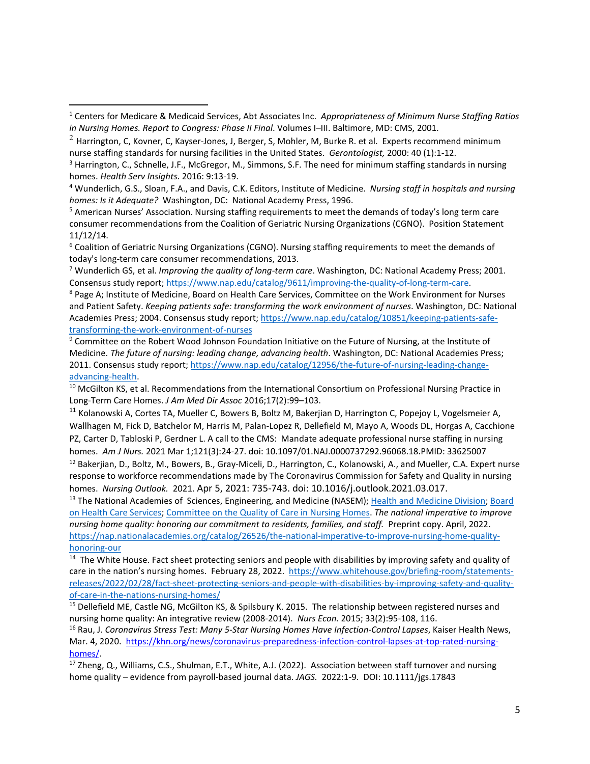[1] Centers for Medicare & Medicaid Services, Abt Associates Inc. *Appropriateness of Minimum Nurse Staffing Ratios in Nursing Homes. Report to Congress: Phase II Final*. Volumes I–III. Baltimore, MD: CMS, 2001.

[2] Harrington, C, Kovner, C, Kayser-Jones, J, Berger, S, Mohler, M, Burke R. et al. Experts recommend minimum nurse staffing standards for nursing facilities in the United States. *Gerontologist,* 2000: 40 (1):1-12.

[3] Harrington, C., Schnelle, J.F., McGregor, M., Simmons, S.F. The need for minimum staffing standards in nursing homes. *Health Serv Insights*. 2016: 9:13-19.

[4] Wunderlich, G.S., Sloan, F.A., and Davis, C.K. Editors, Institute of Medicine. *Nursing staff in hospitals and nursing homes: Is it Adequate?* Washington, DC: National Academy Press, 1996.

[5] American Nurses' Association. Nursing staffing requirements to meet the demands of today's long term care consumer recommendations from the Coalition of Geriatric Nursing Organizations (CGNO). Position Statement 11/12/14.

[6] Coalition of Geriatric Nursing Organizations (CGNO). Nursing staffing requirements to meet the demands of today's long-term care consumer recommendations, 2013.

[7] Wunderlich GS, et al. *Improving the quality of long-term care*. Washington, DC: National Academy Press; 2001. Consensus study report; https://www.nap.edu/catalog/9611/improving-the-quality-of-long-term-care.

[8] Page A; Institute of Medicine, Board on Health Care Services, Committee on the Work Environment for Nurses and Patient Safety. *Keeping patients safe: transforming the work environment of nurses*. Washington, DC: National Academies Press; 2004. Consensus study report; https://www.nap.edu/catalog/10851/keeping-patients-safe-transforming-the-work-environment-of-nurses

[9] Committee on the Robert Wood Johnson Foundation Initiative on the Future of Nursing, at the Institute of Medicine. *The future of nursing: leading change, advancing health*. Washington, DC: National Academies Press; 2011. Consensus study report; https://www.nap.edu/catalog/12956/the-future-of-nursing-leading-change-advancing-health.

[10] McGilton KS, et al. Recommendations from the International Consortium on Professional Nursing Practice in Long-Term Care Homes. *J Am Med Dir Assoc* 2016;17(2):99–103.

[11] Kolanowski A, Cortes TA, Mueller C, Bowers B, Boltz M, Bakerjian D, Harrington C, Popejoy L, Vogelsmeier A, Wallhagen M, Fick D, Batchelor M, Harris M, Palan-Lopez R, Dellefield M, Mayo A, Woods DL, Horgas A, Cacchione PZ, Carter D, Tabloski P, Gerdner L. A call to the CMS: Mandate adequate professional nurse staffing in nursing homes. *Am J Nurs.* 2021 Mar 1;121(3):24-27. doi: 10.1097/01.NAJ.0000737292.96068.18.PMID: 33625007

[12] Bakerjian, D., Boltz, M., Bowers, B., Gray-Miceli, D., Harrington, C., Kolanowski, A., and Mueller, C.A. Expert nurse response to workforce recommendations made by The Coronavirus Commission for Safety and Quality in nursing homes. *Nursing Outlook.* 2021. Apr 5, 2021: 735-743. doi: 10.1016/j.outlook.2021.03.017.

[13] The National Academies of Sciences, Engineering, and Medicine (NASEM); Health and Medicine Division; Board on Health Care Services; Committee on the Quality of Care in Nursing Homes. *The national imperative to improve nursing home quality: honoring our commitment to residents, families, and staff.* Preprint copy. April, 2022. https://nap.nationalacademies.org/catalog/26526/the-national-imperative-to-improve-nursing-home-quality-honoring-our

[14] The White House. Fact sheet protecting seniors and people with disabilities by improving safety and quality of care in the nation's nursing homes. February 28, 2022. https://www.whitehouse.gov/briefing-room/statements-releases/2022/02/28/fact-sheet-protecting-seniors-and-people-with-disabilities-by-improving-safety-and-quality-of-care-in-the-nations-nursing-homes/

[15] Dellefield ME, Castle NG, McGilton KS, & Spilsbury K. 2015. The relationship between registered nurses and nursing home quality: An integrative review (2008-2014). *Nurs Econ.* 2015; 33(2):95-108, 116.

[16] Rau, J. *Coronavirus Stress Test: Many 5-Star Nursing Homes Have Infection-Control Lapses*, Kaiser Health News, Mar. 4, 2020. https://khn.org/news/coronavirus-preparedness-infection-control-lapses-at-top-rated-nursing-homes/.

[17] Zheng, Q., Williams, C.S., Shulman, E.T., White, A.J. (2022). Association between staff turnover and nursing home quality – evidence from payroll-based journal data. *JAGS.* 2022:1-9. DOI: 10.1111/jgs.17843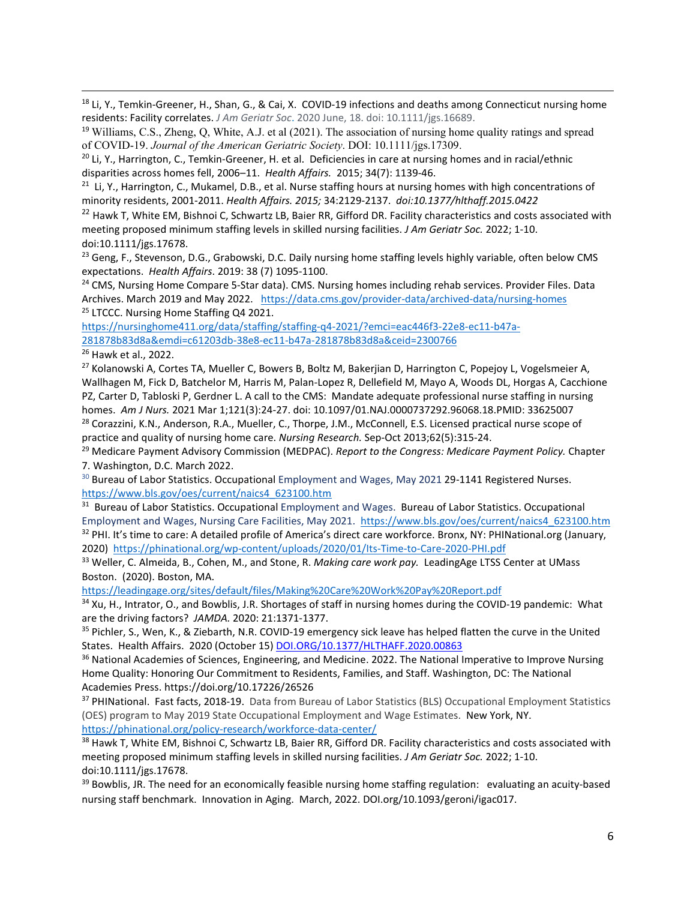[18] Li, Y., Temkin-Greener, H., Shan, G., & Cai, X. COVID-19 infections and deaths among Connecticut nursing home residents: Facility correlates. *J Am Geriatr Soc*. 2020 June, 18. doi: 10.1111/jgs.16689.

[19] Williams, C.S., Zheng, Q, White, A.J. et al (2021). The association of nursing home quality ratings and spread of COVID-19. *Journal of the American Geriatric Society*. DOI: 10.1111/jgs.17309.

[20] Li, Y., Harrington, C., Temkin-Greener, H. et al. Deficiencies in care at nursing homes and in racial/ethnic disparities across homes fell, 2006–11. *Health Affairs.* 2015; 34(7): 1139-46.

[21] Li, Y., Harrington, C., Mukamel, D.B., et al. Nurse staffing hours at nursing homes with high concentrations of minority residents, 2001-2011. *Health Affairs. 2015;* 34:2129-2137. *doi:10.1377/hlthaff.2015.0422*

[22] Hawk T, White EM, Bishnoi C, Schwartz LB, Baier RR, Gifford DR. Facility characteristics and costs associated with meeting proposed minimum staffing levels in skilled nursing facilities. *J Am Geriatr Soc.* 2022; 1-10. doi:10.1111/jgs.17678.

[23] Geng, F., Stevenson, D.G., Grabowski, D.C. Daily nursing home staffing levels highly variable, often below CMS expectations. *Health Affairs*. 2019: 38 (7) 1095-1100.

[24] CMS, Nursing Home Compare 5-Star data). CMS. Nursing homes including rehab services. Provider Files. Data Archives. March 2019 and May 2022. https://data.cms.gov/provider-data/archived-data/nursing-homes

[25] LTCCC. Nursing Home Staffing Q4 2021. https://nursinghome411.org/data/staffing/staffing-q4-2021/?emci=eac446f3-22e8-ec11-b47a-281878b83d8a&emdi=c61203db-38e8-ec11-b47a-281878b83d8a&ceid=2300766

[26] Hawk et al., 2022.

[27] Kolanowski A, Cortes TA, Mueller C, Bowers B, Boltz M, Bakerjian D, Harrington C, Popejoy L, Vogelsmeier A, Wallhagen M, Fick D, Batchelor M, Harris M, Palan-Lopez R, Dellefield M, Mayo A, Woods DL, Horgas A, Cacchione PZ, Carter D, Tabloski P, Gerdner L. A call to the CMS: Mandate adequate professional nurse staffing in nursing homes. *Am J Nurs.* 2021 Mar 1;121(3):24-27. doi: 10.1097/01.NAJ.0000737292.96068.18.PMID: 33625007

[28] Corazzini, K.N., Anderson, R.A., Mueller, C., Thorpe, J.M., McConnell, E.S. Licensed practical nurse scope of practice and quality of nursing home care. *Nursing Research.* Sep-Oct 2013;62(5):315-24.

[29] Medicare Payment Advisory Commission (MEDPAC). *Report to the Congress: Medicare Payment Policy.* Chapter 7. Washington, D.C. March 2022.

[30] Bureau of Labor Statistics. Occupational Employment and Wages, May 2021 29-1141 Registered Nurses. https://www.bls.gov/oes/current/naics4_623100.htm

[31] Bureau of Labor Statistics. Occupational Employment and Wages. Bureau of Labor Statistics. Occupational Employment and Wages, Nursing Care Facilities, May 2021. https://www.bls.gov/oes/current/naics4_623100.htm

[32] PHI. It's time to care: A detailed profile of America's direct care workforce. Bronx, NY: PHINational.org (January, 2020) https://phinational.org/wp-content/uploads/2020/01/Its-Time-to-Care-2020-PHI.pdf

[33] Weller, C. Almeida, B., Cohen, M., and Stone, R. *Making care work pay.* LeadingAge LTSS Center at UMass Boston. (2020). Boston, MA. https://leadingage.org/sites/default/files/Making%20Care%20Work%20Pay%20Report.pdf

[34] Xu, H., Intrator, O., and Bowblis, J.R. Shortages of staff in nursing homes during the COVID-19 pandemic: What are the driving factors? *JAMDA.* 2020: 21:1371-1377.

[35] Pichler, S., Wen, K., & Ziebarth, N.R. COVID-19 emergency sick leave has helped flatten the curve in the United States. Health Affairs. 2020 (October 15) DOI.ORG/10.1377/HLTHAFF.2020.00863

[36] National Academies of Sciences, Engineering, and Medicine. 2022. The National Imperative to Improve Nursing Home Quality: Honoring Our Commitment to Residents, Families, and Staff. Washington, DC: The National Academies Press. https://doi.org/10.17226/26526

[37] PHINational. Fast facts, 2018-19. Data from Bureau of Labor Statistics (BLS) Occupational Employment Statistics (OES) program to May 2019 State Occupational Employment and Wage Estimates. New York, NY. https://phinational.org/policy-research/workforce-data-center/

[38] Hawk T, White EM, Bishnoi C, Schwartz LB, Baier RR, Gifford DR. Facility characteristics and costs associated with meeting proposed minimum staffing levels in skilled nursing facilities. *J Am Geriatr Soc.* 2022; 1-10. doi:10.1111/jgs.17678.

[39] Bowblis, JR. The need for an economically feasible nursing home staffing regulation: evaluating an acuity-based nursing staff benchmark. Innovation in Aging. March, 2022. DOI.org/10.1093/geroni/igac017.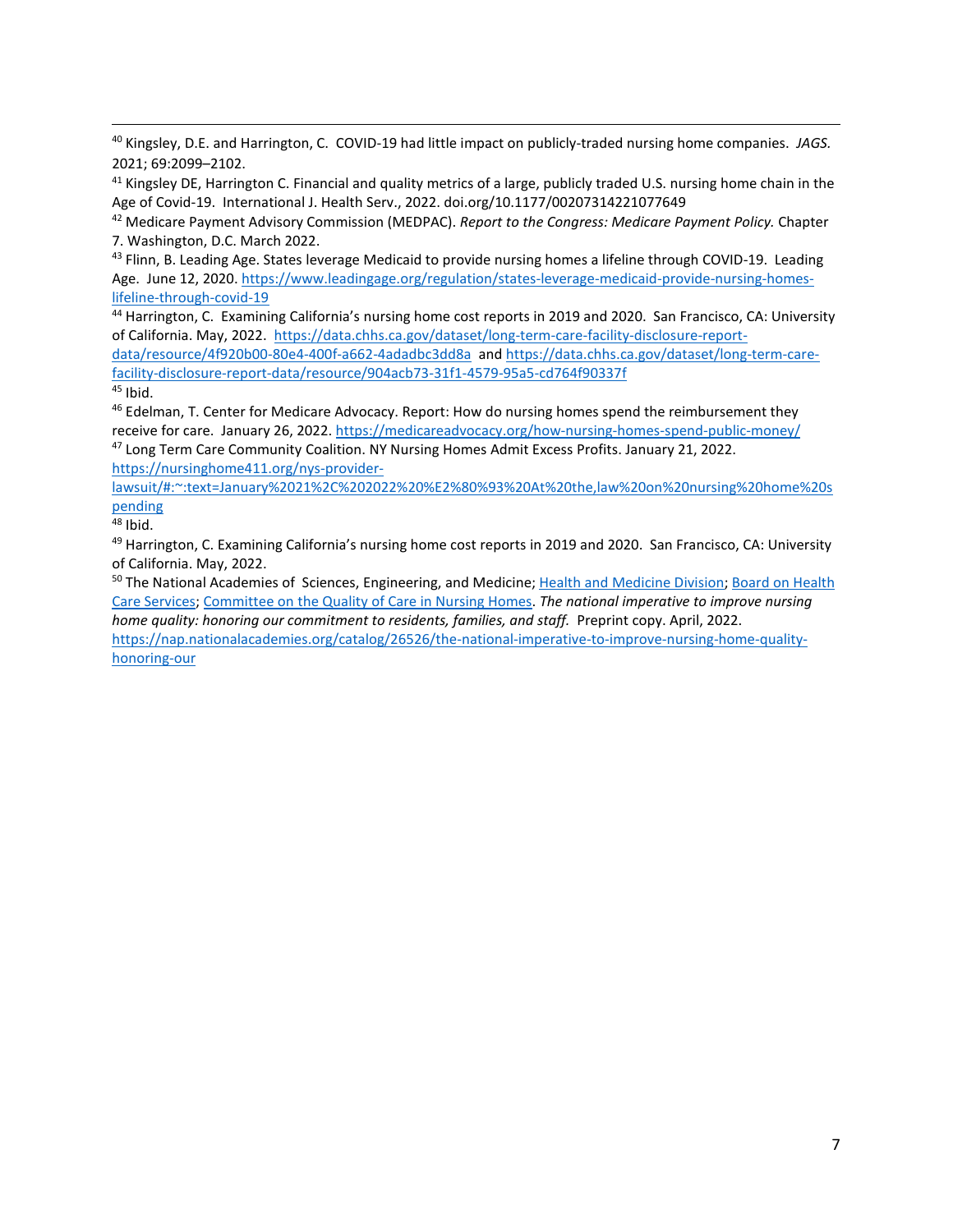[40] Kingsley, D.E. and Harrington, C. COVID-19 had little impact on publicly-traded nursing home companies. *JAGS.* 2021; 69:2099–2102.

[41] Kingsley DE, Harrington C. Financial and quality metrics of a large, publicly traded U.S. nursing home chain in the Age of Covid-19. International J. Health Serv., 2022. doi.org/10.1177/00207314221077649

[42] Medicare Payment Advisory Commission (MEDPAC). *Report to the Congress: Medicare Payment Policy.* Chapter 7. Washington, D.C. March 2022.

[43] Flinn, B. Leading Age. States leverage Medicaid to provide nursing homes a lifeline through COVID-19. Leading Age. June 12, 2020. https://www.leadingage.org/regulation/states-leverage-medicaid-provide-nursing-homes-lifeline-through-covid-19

[44] Harrington, C. Examining California's nursing home cost reports in 2019 and 2020. San Francisco, CA: University of California. May, 2022. https://data.chhs.ca.gov/dataset/long-term-care-facility-disclosure-report-data/resource/4f920b00-80e4-400f-a662-4adadbc3dd8a and https://data.chhs.ca.gov/dataset/long-term-care-facility-disclosure-report-data/resource/904acb73-31f1-4579-95a5-cd764f90337f

[45] Ibid.

[46] Edelman, T. Center for Medicare Advocacy. Report: How do nursing homes spend the reimbursement they receive for care. January 26, 2022. https://medicareadvocacy.org/how-nursing-homes-spend-public-money/

[47] Long Term Care Community Coalition. NY Nursing Homes Admit Excess Profits. January 21, 2022. https://nursinghome411.org/nys-provider-lawsuit/#:~:text=January%2021%2C%202022%20%E2%80%93%20At%20the,law%20on%20nursing%20home%20spending

[48] Ibid.

[49] Harrington, C. Examining California's nursing home cost reports in 2019 and 2020. San Francisco, CA: University of California. May, 2022.

[50] The National Academies of Sciences, Engineering, and Medicine; Health and Medicine Division; Board on Health Care Services; Committee on the Quality of Care in Nursing Homes. *The national imperative to improve nursing home quality: honoring our commitment to residents, families, and staff.* Preprint copy. April, 2022. https://nap.nationalacademies.org/catalog/26526/the-national-imperative-to-improve-nursing-home-quality-honoring-our